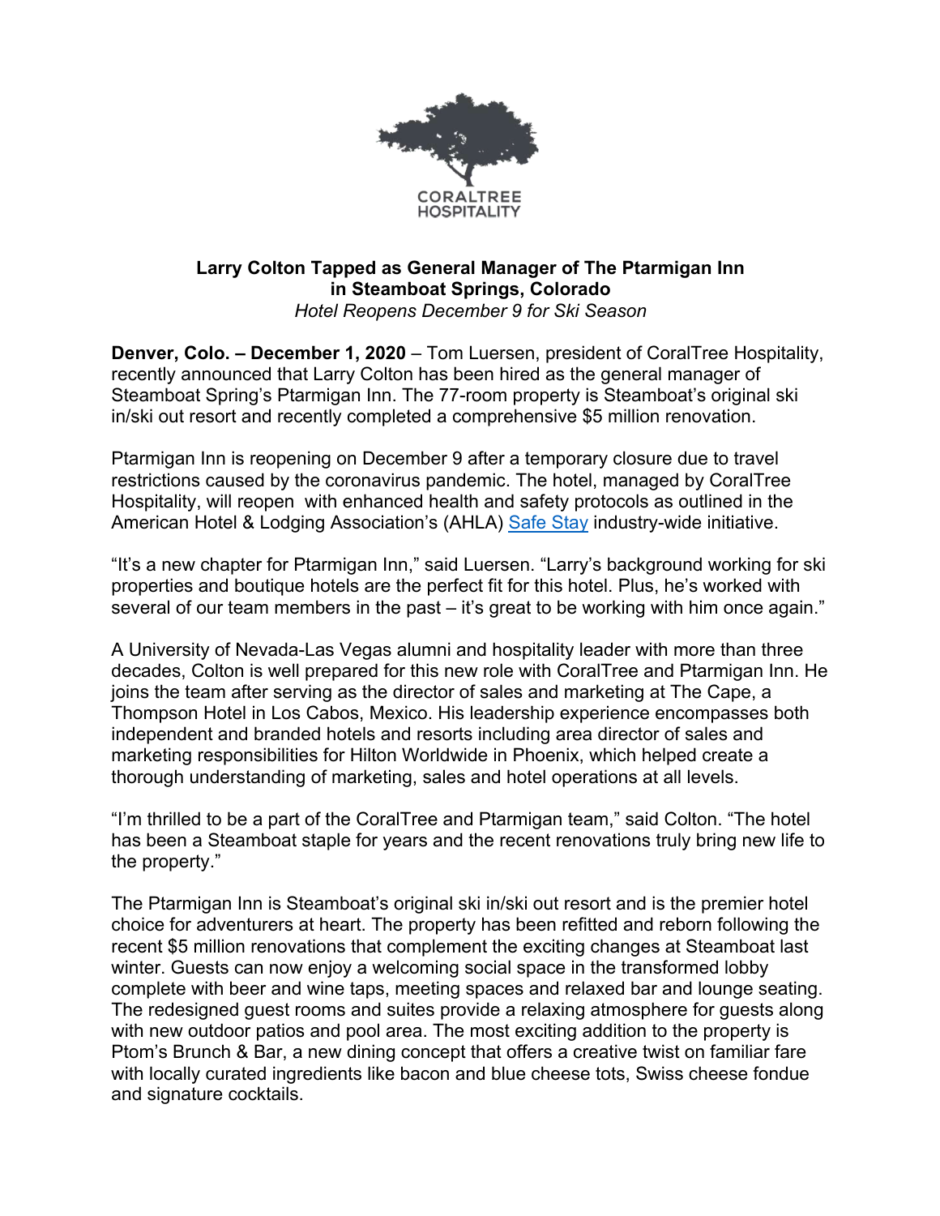CORALTREE HOSPITALITY

**Larry Colton Tapped as General Manager of The Ptarmigan Inn in Steamboat Springs, Colorado**

*Hotel Reopens December 9 for Ski Season*

**Denver, Colo. – December 1, 2020** – Tom Luersen, president of CoralTree Hospitality, recently announced that Larry Colton has been hired as the general manager of Steamboat Spring's Ptarmigan Inn. The 77-room property is Steamboat's original ski in/ski out resort and recently completed a comprehensive $5 million renovation.

Ptarmigan Inn is reopening on December 9 after a temporary closure due to travel restrictions caused by the coronavirus pandemic. The hotel, managed by CoralTree Hospitality, will reopen with enhanced health and safety protocols as outlined in the American Hotel & Lodging Association's (AHLA) Safe Stay industry-wide initiative.

"It's a new chapter for Ptarmigan Inn," said Luersen. "Larry's background working for ski properties and boutique hotels are the perfect fit for this hotel. Plus, he's worked with several of our team members in the past – it's great to be working with him once again."

A University of Nevada-Las Vegas alumni and hospitality leader with more than three decades, Colton is well prepared for this new role with CoralTree and Ptarmigan Inn. He joins the team after serving as the director of sales and marketing at The Cape, a Thompson Hotel in Los Cabos, Mexico. His leadership experience encompasses both independent and branded hotels and resorts including area director of sales and marketing responsibilities for Hilton Worldwide in Phoenix, which helped create a thorough understanding of marketing, sales and hotel operations at all levels.

"I'm thrilled to be a part of the CoralTree and Ptarmigan team," said Colton. "The hotel has been a Steamboat staple for years and the recent renovations truly bring new life to the property."

The Ptarmigan Inn is Steamboat's original ski in/ski out resort and is the premier hotel choice for adventurers at heart. The property has been refitted and reborn following the recent $5 million renovations that complement the exciting changes at Steamboat last winter. Guests can now enjoy a welcoming social space in the transformed lobby complete with beer and wine taps, meeting spaces and relaxed bar and lounge seating. The redesigned guest rooms and suites provide a relaxing atmosphere for guests along with new outdoor patios and pool area. The most exciting addition to the property is Ptom's Brunch & Bar, a new dining concept that offers a creative twist on familiar fare with locally curated ingredients like bacon and blue cheese tots, Swiss cheese fondue and signature cocktails.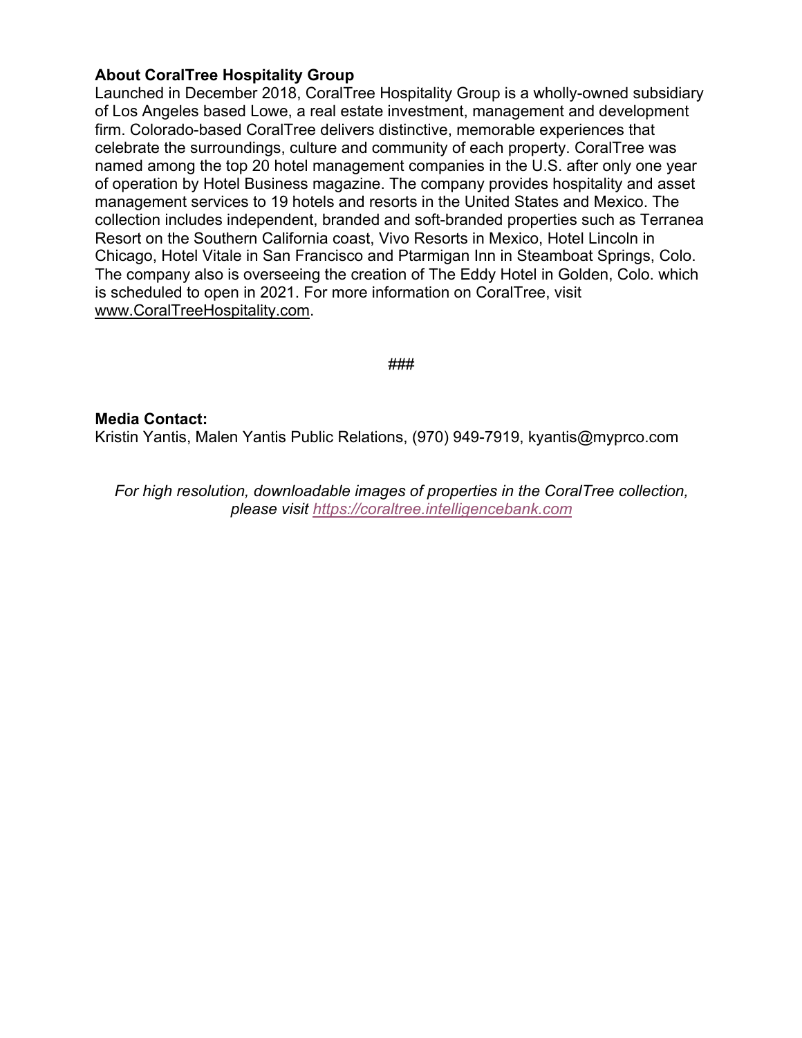**About CoralTree Hospitality Group**

Launched in December 2018, CoralTree Hospitality Group is a wholly-owned subsidiary of Los Angeles based Lowe, a real estate investment, management and development firm. Colorado-based CoralTree delivers distinctive, memorable experiences that celebrate the surroundings, culture and community of each property. CoralTree was named among the top 20 hotel management companies in the U.S. after only one year of operation by Hotel Business magazine. The company provides hospitality and asset management services to 19 hotels and resorts in the United States and Mexico. The collection includes independent, branded and soft-branded properties such as Terranea Resort on the Southern California coast, Vivo Resorts in Mexico, Hotel Lincoln in Chicago, Hotel Vitale in San Francisco and Ptarmigan Inn in Steamboat Springs, Colo. The company also is overseeing the creation of The Eddy Hotel in Golden, Colo. which is scheduled to open in 2021. For more information on CoralTree, visit www.CoralTreeHospitality.com.

###

**Media Contact:**

Kristin Yantis, Malen Yantis Public Relations, (970) 949-7919, kyantis@myprco.com

*For high resolution, downloadable images of properties in the CoralTree collection, please visit https://coraltree.intelligencebank.com*